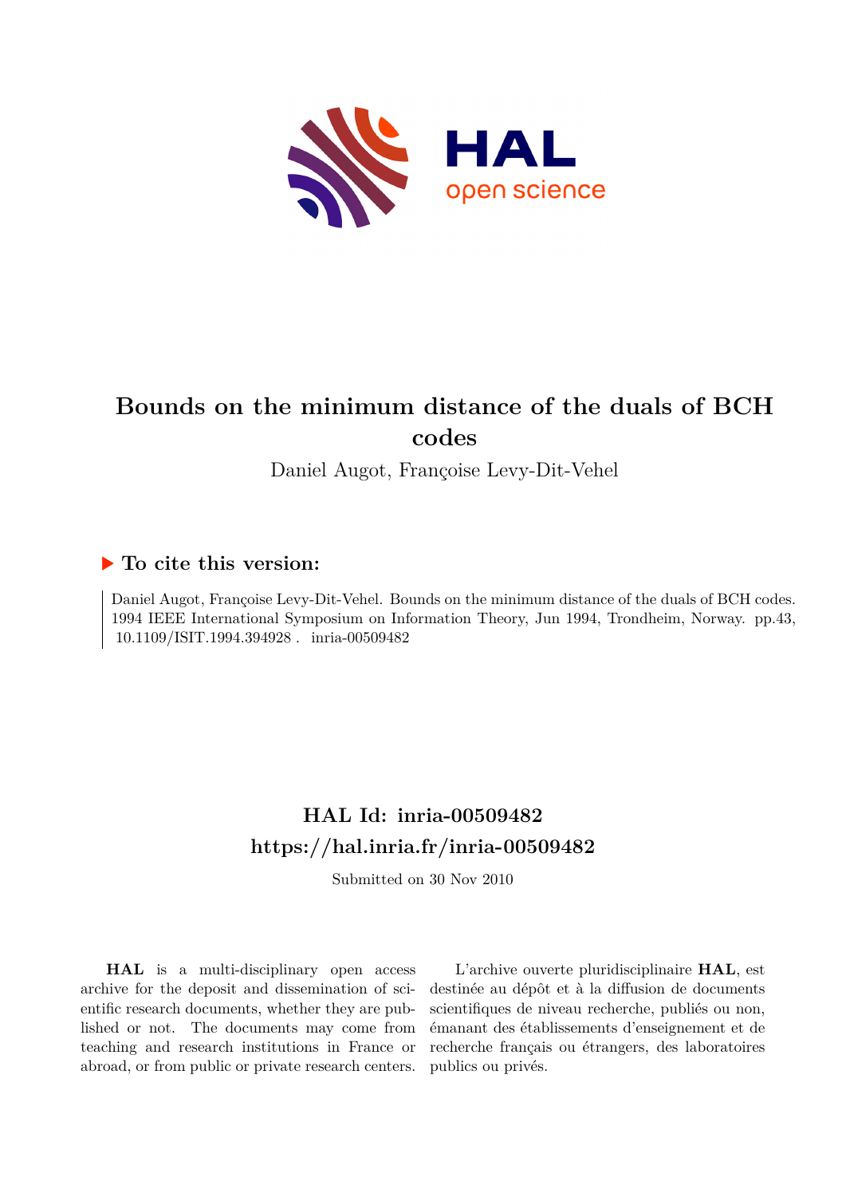# Bounds on the minimum distance of the duals of BCH codes

Daniel Augot, Françoise Levy-Dit-Vehel

## ▶ To cite this version:

Daniel Augot, Françoise Levy-Dit-Vehel. Bounds on the minimum distance of the duals of BCH codes. 1994 IEEE International Symposium on Information Theory, Jun 1994, Trondheim, Norway. pp.43, 10.1109/ISIT.1994.394928 . inria-00509482

## HAL Id: inria-00509482

## https://hal.inria.fr/inria-00509482

Submitted on 30 Nov 2010

**HAL** is a multi-disciplinary open access archive for the deposit and dissemination of scientific research documents, whether they are published or not. The documents may come from teaching and research institutions in France or abroad, or from public or private research centers.

L'archive ouverte pluridisciplinaire **HAL**, est destinée au dépôt et à la diffusion de documents scientifiques de niveau recherche, publiés ou non, émanant des établissements d'enseignement et de recherche français ou étrangers, des laboratoires publics ou privés.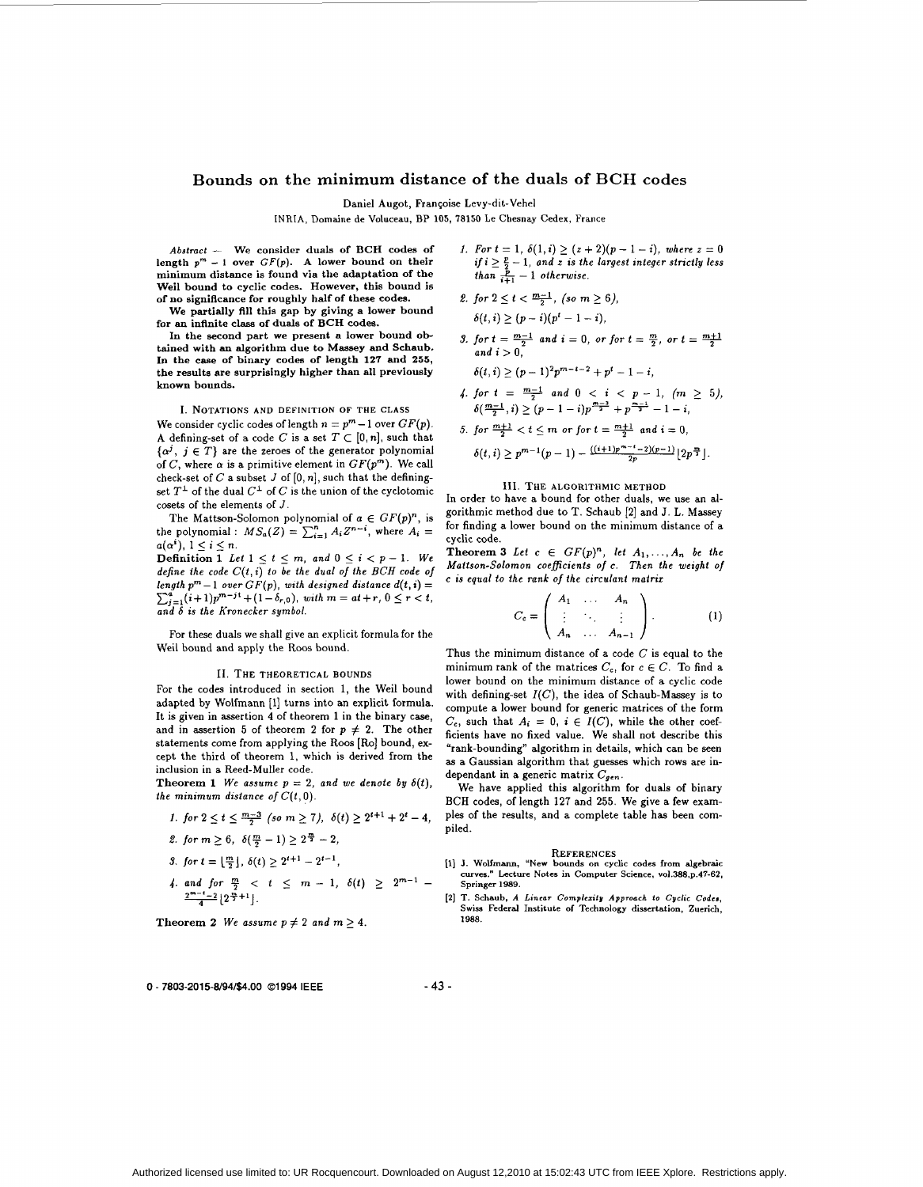# Bounds on the minimum distance of the duals of BCH codes

Daniel Augot, Françoise Levy-dit-Vehel

INRIA, Domaine de Voluceau, BP 105, 78150 Le Chesnay Cedex, France

*Abstract* — **We consider duals of BCH codes of length $p^m - 1$ over $GF(p)$. A lower bound on their minimum distance is found via the adaptation of the Weil bound to cyclic codes. However, this bound is of no significance for roughly half of these codes.**

**We partially fill this gap by giving a lower bound for an infinite class of duals of BCH codes.**

**In the second part we present a lower bound obtained with an algorithm due to Massey and Schaub. In the case of binary codes of length 127 and 255, the results are surprisingly higher than all previously known bounds.**

## I. Notations and definition of the class

We consider cyclic codes of length $n = p^m - 1$ over $GF(p)$. A defining-set of a code $C$ is a set $T \subset [0, n]$, such that $\{\alpha^j,\ j \in T\}$ are the zeroes of the generator polynomial of $C$, where $\alpha$ is a primitive element in $GF(p^m)$. We call check-set of $C$ a subset $J$ of $[0, n]$, such that the defining-set $T^{\perp}$ of the dual $C^{\perp}$ of $C$ is the union of the cyclotomic cosets of the elements of $J$.

The Mattson-Solomon polynomial of $a \in GF(p)^n$, is the polynomial : $MS_a(Z) = \sum_{i=1}^{n} A_i Z^{n-i}$, where $A_i = a(\alpha^i)$, $1 \leq i \leq n$.

**Definition 1** *Let $1 \leq t \leq m$, and $0 \leq i < p-1$. We define the code $C(t,i)$ to be the dual of the BCH code of length $p^m - 1$ over $GF(p)$, with designed distance $d(t,i) = \sum_{j=1}^{a}(i+1)p^{m-jt} + (1 - \delta_{r,0})$, with $m = at + r$, $0 \leq r < t$, and $\delta$ is the Kronecker symbol.*

For these duals we shall give an explicit formula for the Weil bound and apply the Roos bound.

## II. The theoretical bounds

For the codes introduced in section 1, the Weil bound adapted by Wolfmann [1] turns into an explicit formula. It is given in assertion 4 of theorem 1 in the binary case, and in assertion 5 of theorem 2 for $p \neq 2$. The other statements come from applying the Roos [Ro] bound, except the third of theorem 1, which is derived from the inclusion in a Reed-Muller code.

**Theorem 1** *We assume $p = 2$, and we denote by $\delta(t)$, the minimum distance of $C(t, 0)$.*

1. *for $2 \leq t \leq \frac{m-3}{2}$ (so $m \geq 7$), $\delta(t) \geq 2^{t+1} + 2^t - 4$,*
2. *for $m \geq 6$, $\delta(\frac{m}{2} - 1) \geq 2^{\frac{m}{2}} - 2$,*
3. *for $t = \lfloor \frac{m}{2} \rfloor$, $\delta(t) \geq 2^{t+1} - 2^{t-1}$,*
4. *and for $\frac{m}{2} < t \leq m - 1$, $\delta(t) \geq 2^{m-1} - \frac{2^{m-t}-2}{4}\lfloor 2^{\frac{m}{2}+1} \rfloor$.*

**Theorem 2** *We assume $p \neq 2$ and $m \geq 4$.*

1. *For $t = 1$, $\delta(1,i) \geq (z+2)(p-1-i)$, where $z = 0$ if $i \geq \frac{p}{2} - 1$, and $z$ is the largest integer strictly less than $\frac{p}{i+1} - 1$ otherwise.*
2. *for $2 \leq t < \frac{m-1}{2}$, (so $m \geq 6$),*
   $\delta(t,i) \geq (p-i)(p^t - 1 - i)$,
3. *for $t = \frac{m-1}{2}$ and $i = 0$, or for $t = \frac{m}{2}$, or $t = \frac{m+1}{2}$ and $i > 0$,*
   $\delta(t,i) \geq (p-1)^2 p^{m-t-2} + p^t - 1 - i$,
4. *for $t = \frac{m-1}{2}$ and $0 < i < p-1$, $(m \geq 5)$,*
   $\delta(\frac{m-1}{2}, i) \geq (p-1-i)p^{\frac{m-3}{2}} + p^{\frac{m-1}{2}} - 1 - i$,
5. *for $\frac{m+1}{2} < t \leq m$ or for $t = \frac{m+1}{2}$ and $i = 0$,*
   $\delta(t,i) \geq p^{m-1}(p-1) - \frac{((i+1)p^{m-t}-2)(p-1)}{2p}\lfloor 2p^{\frac{m}{2}} \rfloor$.

## III. The algorithmic method

In order to have a bound for other duals, we use an algorithmic method due to T. Schaub [2] and J. L. Massey for finding a lower bound on the minimum distance of a cyclic code.

**Theorem 3** *Let $c \in GF(p)^n$, let $A_1, \ldots, A_n$ be the Mattson-Solomon coefficients of $c$. Then the weight of $c$ is equal to the rank of the circulant matrix*

$$C_c = \begin{pmatrix} A_1 & \ldots & A_n \\ \vdots & \ddots & \vdots \\ A_n & \ldots & A_{n-1} \end{pmatrix}. \tag{1}$$

Thus the minimum distance of a code $C$ is equal to the minimum rank of the matrices $C_c$, for $c \in C$. To find a lower bound on the minimum distance of a cyclic code with defining-set $I(C)$, the idea of Schaub-Massey is to compute a lower bound for generic matrices of the form $C_c$, such that $A_i = 0$, $i \in I(C)$, while the other coefficients have no fixed value. We shall not describe this "rank-bounding" algorithm in details, which can be seen as a Gaussian algorithm that guesses which rows are independant in a generic matrix $C_{gen}$.

We have applied this algorithm for duals of binary BCH codes, of length 127 and 255. We give a few examples of the results, and a complete table has been compiled.

## References

[1] J. Wolfmann, "New bounds on cyclic codes from algebraic curves." Lecture Notes in Computer Science, vol.388,p.47-62, Springer 1989.

[2] T. Schaub, *A Linear Complexity Approach to Cyclic Codes*, Swiss Federal Institute of Technology dissertation, Zuerich, 1988.